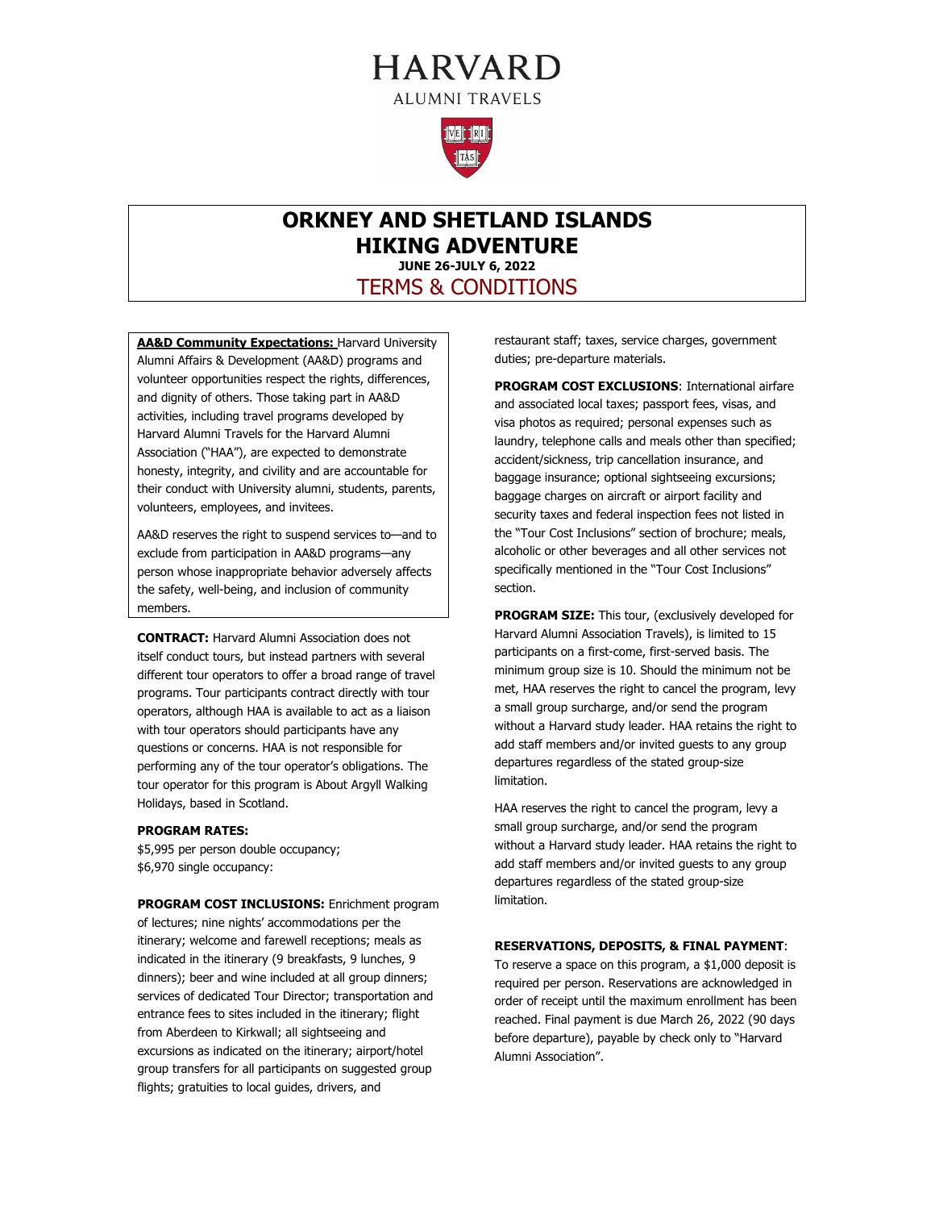# HARVARD

ALUMNI TRAVELS

## ORKNEY AND SHETLAND ISLANDS HIKING ADVENTURE

**JUNE 26-JULY 6, 2022**

## TERMS & CONDITIONS

**AA&D Community Expectations:** Harvard University Alumni Affairs & Development (AA&D) programs and volunteer opportunities respect the rights, differences, and dignity of others. Those taking part in AA&D activities, including travel programs developed by Harvard Alumni Travels for the Harvard Alumni Association ("HAA"), are expected to demonstrate honesty, integrity, and civility and are accountable for their conduct with University alumni, students, parents, volunteers, employees, and invitees.

AA&D reserves the right to suspend services to—and to exclude from participation in AA&D programs—any person whose inappropriate behavior adversely affects the safety, well-being, and inclusion of community members.

**CONTRACT:** Harvard Alumni Association does not itself conduct tours, but instead partners with several different tour operators to offer a broad range of travel programs. Tour participants contract directly with tour operators, although HAA is available to act as a liaison with tour operators should participants have any questions or concerns. HAA is not responsible for performing any of the tour operator's obligations. The tour operator for this program is About Argyll Walking Holidays, based in Scotland.

**PROGRAM RATES:**
$5,995 per person double occupancy;
$6,970 single occupancy:

**PROGRAM COST INCLUSIONS:** Enrichment program of lectures; nine nights' accommodations per the itinerary; welcome and farewell receptions; meals as indicated in the itinerary (9 breakfasts, 9 lunches, 9 dinners); beer and wine included at all group dinners; services of dedicated Tour Director; transportation and entrance fees to sites included in the itinerary; flight from Aberdeen to Kirkwall; all sightseeing and excursions as indicated on the itinerary; airport/hotel group transfers for all participants on suggested group flights; gratuities to local guides, drivers, and restaurant staff; taxes, service charges, government duties; pre-departure materials.

**PROGRAM COST EXCLUSIONS**: International airfare and associated local taxes; passport fees, visas, and visa photos as required; personal expenses such as laundry, telephone calls and meals other than specified; accident/sickness, trip cancellation insurance, and baggage insurance; optional sightseeing excursions; baggage charges on aircraft or airport facility and security taxes and federal inspection fees not listed in the "Tour Cost Inclusions" section of brochure; meals, alcoholic or other beverages and all other services not specifically mentioned in the "Tour Cost Inclusions" section.

**PROGRAM SIZE:** This tour, (exclusively developed for Harvard Alumni Association Travels), is limited to 15 participants on a first-come, first-served basis. The minimum group size is 10. Should the minimum not be met, HAA reserves the right to cancel the program, levy a small group surcharge, and/or send the program without a Harvard study leader. HAA retains the right to add staff members and/or invited guests to any group departures regardless of the stated group-size limitation.

HAA reserves the right to cancel the program, levy a small group surcharge, and/or send the program without a Harvard study leader. HAA retains the right to add staff members and/or invited guests to any group departures regardless of the stated group-size limitation.

**RESERVATIONS, DEPOSITS, & FINAL PAYMENT**:
To reserve a space on this program, a $1,000 deposit is required per person. Reservations are acknowledged in order of receipt until the maximum enrollment has been reached. Final payment is due March 26, 2022 (90 days before departure), payable by check only to "Harvard Alumni Association".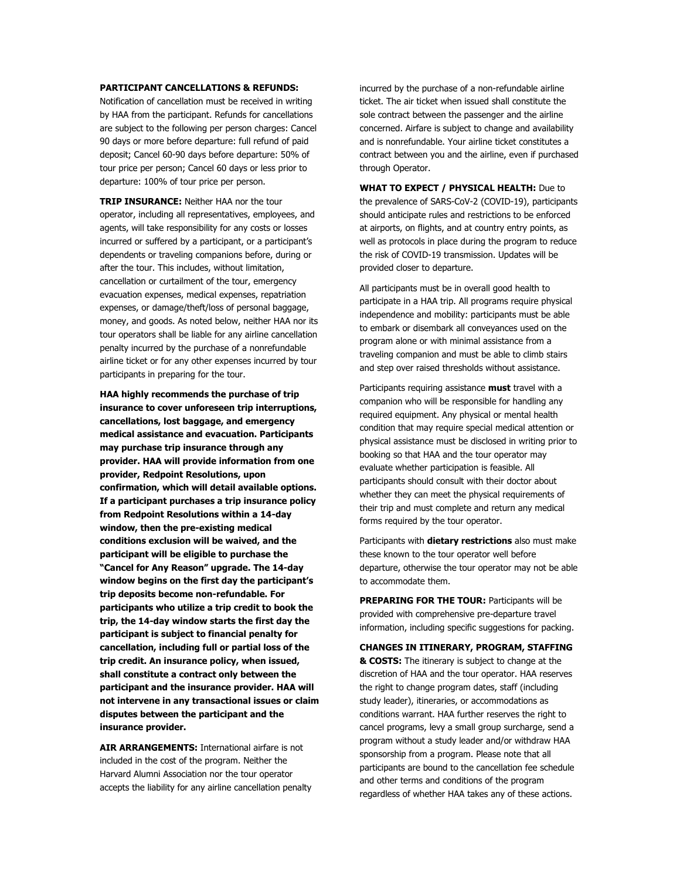**PARTICIPANT CANCELLATIONS & REFUNDS:** Notification of cancellation must be received in writing by HAA from the participant. Refunds for cancellations are subject to the following per person charges: Cancel 90 days or more before departure: full refund of paid deposit; Cancel 60-90 days before departure: 50% of tour price per person; Cancel 60 days or less prior to departure: 100% of tour price per person.

**TRIP INSURANCE:** Neither HAA nor the tour operator, including all representatives, employees, and agents, will take responsibility for any costs or losses incurred or suffered by a participant, or a participant's dependents or traveling companions before, during or after the tour. This includes, without limitation, cancellation or curtailment of the tour, emergency evacuation expenses, medical expenses, repatriation expenses, or damage/theft/loss of personal baggage, money, and goods. As noted below, neither HAA nor its tour operators shall be liable for any airline cancellation penalty incurred by the purchase of a nonrefundable airline ticket or for any other expenses incurred by tour participants in preparing for the tour.

**HAA highly recommends the purchase of trip insurance to cover unforeseen trip interruptions, cancellations, lost baggage, and emergency medical assistance and evacuation. Participants may purchase trip insurance through any provider. HAA will provide information from one provider, Redpoint Resolutions, upon confirmation, which will detail available options. If a participant purchases a trip insurance policy from Redpoint Resolutions within a 14-day window, then the pre-existing medical conditions exclusion will be waived, and the participant will be eligible to purchase the "Cancel for Any Reason" upgrade. The 14-day window begins on the first day the participant's trip deposits become non-refundable. For participants who utilize a trip credit to book the trip, the 14-day window starts the first day the participant is subject to financial penalty for cancellation, including full or partial loss of the trip credit. An insurance policy, when issued, shall constitute a contract only between the participant and the insurance provider. HAA will not intervene in any transactional issues or claim disputes between the participant and the insurance provider.**

**AIR ARRANGEMENTS:** International airfare is not included in the cost of the program. Neither the Harvard Alumni Association nor the tour operator accepts the liability for any airline cancellation penalty incurred by the purchase of a non-refundable airline ticket. The air ticket when issued shall constitute the sole contract between the passenger and the airline concerned. Airfare is subject to change and availability and is nonrefundable. Your airline ticket constitutes a contract between you and the airline, even if purchased through Operator.

**WHAT TO EXPECT / PHYSICAL HEALTH:** Due to the prevalence of SARS-CoV-2 (COVID-19), participants should anticipate rules and restrictions to be enforced at airports, on flights, and at country entry points, as well as protocols in place during the program to reduce the risk of COVID-19 transmission. Updates will be provided closer to departure.

All participants must be in overall good health to participate in a HAA trip. All programs require physical independence and mobility: participants must be able to embark or disembark all conveyances used on the program alone or with minimal assistance from a traveling companion and must be able to climb stairs and step over raised thresholds without assistance.

Participants requiring assistance **must** travel with a companion who will be responsible for handling any required equipment. Any physical or mental health condition that may require special medical attention or physical assistance must be disclosed in writing prior to booking so that HAA and the tour operator may evaluate whether participation is feasible. All participants should consult with their doctor about whether they can meet the physical requirements of their trip and must complete and return any medical forms required by the tour operator.

Participants with **dietary restrictions** also must make these known to the tour operator well before departure, otherwise the tour operator may not be able to accommodate them.

**PREPARING FOR THE TOUR:** Participants will be provided with comprehensive pre-departure travel information, including specific suggestions for packing.

**CHANGES IN ITINERARY, PROGRAM, STAFFING & COSTS:** The itinerary is subject to change at the discretion of HAA and the tour operator. HAA reserves the right to change program dates, staff (including study leader), itineraries, or accommodations as conditions warrant. HAA further reserves the right to cancel programs, levy a small group surcharge, send a program without a study leader and/or withdraw HAA sponsorship from a program. Please note that all participants are bound to the cancellation fee schedule and other terms and conditions of the program regardless of whether HAA takes any of these actions.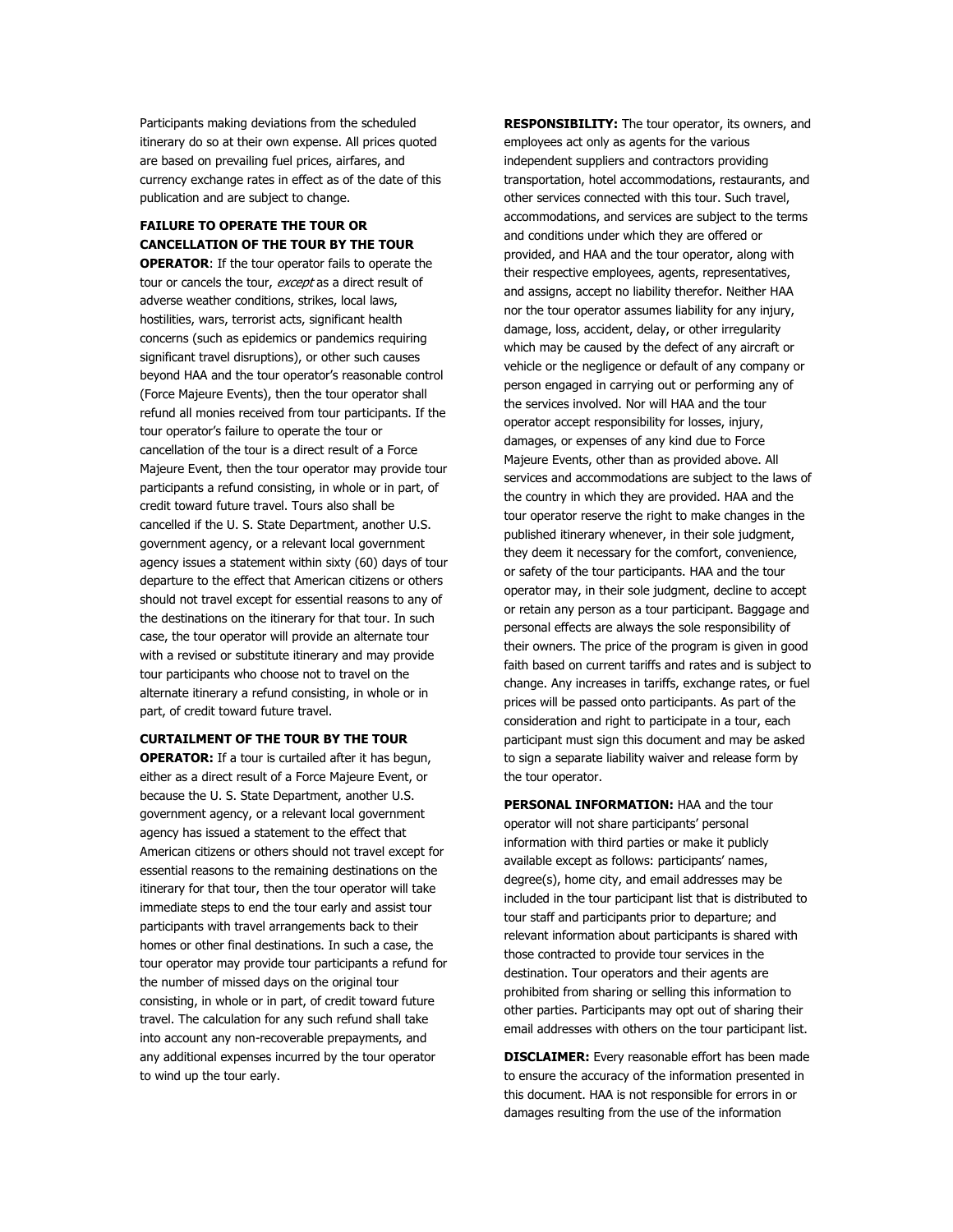Participants making deviations from the scheduled itinerary do so at their own expense. All prices quoted are based on prevailing fuel prices, airfares, and currency exchange rates in effect as of the date of this publication and are subject to change.

**FAILURE TO OPERATE THE TOUR OR CANCELLATION OF THE TOUR BY THE TOUR OPERATOR**: If the tour operator fails to operate the tour or cancels the tour, *except* as a direct result of adverse weather conditions, strikes, local laws, hostilities, wars, terrorist acts, significant health concerns (such as epidemics or pandemics requiring significant travel disruptions), or other such causes beyond HAA and the tour operator's reasonable control (Force Majeure Events), then the tour operator shall refund all monies received from tour participants. If the tour operator's failure to operate the tour or cancellation of the tour is a direct result of a Force Majeure Event, then the tour operator may provide tour participants a refund consisting, in whole or in part, of credit toward future travel. Tours also shall be cancelled if the U. S. State Department, another U.S. government agency, or a relevant local government agency issues a statement within sixty (60) days of tour departure to the effect that American citizens or others should not travel except for essential reasons to any of the destinations on the itinerary for that tour. In such case, the tour operator will provide an alternate tour with a revised or substitute itinerary and may provide tour participants who choose not to travel on the alternate itinerary a refund consisting, in whole or in part, of credit toward future travel.

**CURTAILMENT OF THE TOUR BY THE TOUR OPERATOR:** If a tour is curtailed after it has begun, either as a direct result of a Force Majeure Event, or because the U. S. State Department, another U.S. government agency, or a relevant local government agency has issued a statement to the effect that American citizens or others should not travel except for essential reasons to the remaining destinations on the itinerary for that tour, then the tour operator will take immediate steps to end the tour early and assist tour participants with travel arrangements back to their homes or other final destinations. In such a case, the tour operator may provide tour participants a refund for the number of missed days on the original tour consisting, in whole or in part, of credit toward future travel. The calculation for any such refund shall take into account any non-recoverable prepayments, and any additional expenses incurred by the tour operator to wind up the tour early.

**RESPONSIBILITY:** The tour operator, its owners, and employees act only as agents for the various independent suppliers and contractors providing transportation, hotel accommodations, restaurants, and other services connected with this tour. Such travel, accommodations, and services are subject to the terms and conditions under which they are offered or provided, and HAA and the tour operator, along with their respective employees, agents, representatives, and assigns, accept no liability therefor. Neither HAA nor the tour operator assumes liability for any injury, damage, loss, accident, delay, or other irregularity which may be caused by the defect of any aircraft or vehicle or the negligence or default of any company or person engaged in carrying out or performing any of the services involved. Nor will HAA and the tour operator accept responsibility for losses, injury, damages, or expenses of any kind due to Force Majeure Events, other than as provided above. All services and accommodations are subject to the laws of the country in which they are provided. HAA and the tour operator reserve the right to make changes in the published itinerary whenever, in their sole judgment, they deem it necessary for the comfort, convenience, or safety of the tour participants. HAA and the tour operator may, in their sole judgment, decline to accept or retain any person as a tour participant. Baggage and personal effects are always the sole responsibility of their owners. The price of the program is given in good faith based on current tariffs and rates and is subject to change. Any increases in tariffs, exchange rates, or fuel prices will be passed onto participants. As part of the consideration and right to participate in a tour, each participant must sign this document and may be asked to sign a separate liability waiver and release form by the tour operator.

**PERSONAL INFORMATION:** HAA and the tour operator will not share participants' personal information with third parties or make it publicly available except as follows: participants' names, degree(s), home city, and email addresses may be included in the tour participant list that is distributed to tour staff and participants prior to departure; and relevant information about participants is shared with those contracted to provide tour services in the destination. Tour operators and their agents are prohibited from sharing or selling this information to other parties. Participants may opt out of sharing their email addresses with others on the tour participant list.

**DISCLAIMER:** Every reasonable effort has been made to ensure the accuracy of the information presented in this document. HAA is not responsible for errors in or damages resulting from the use of the information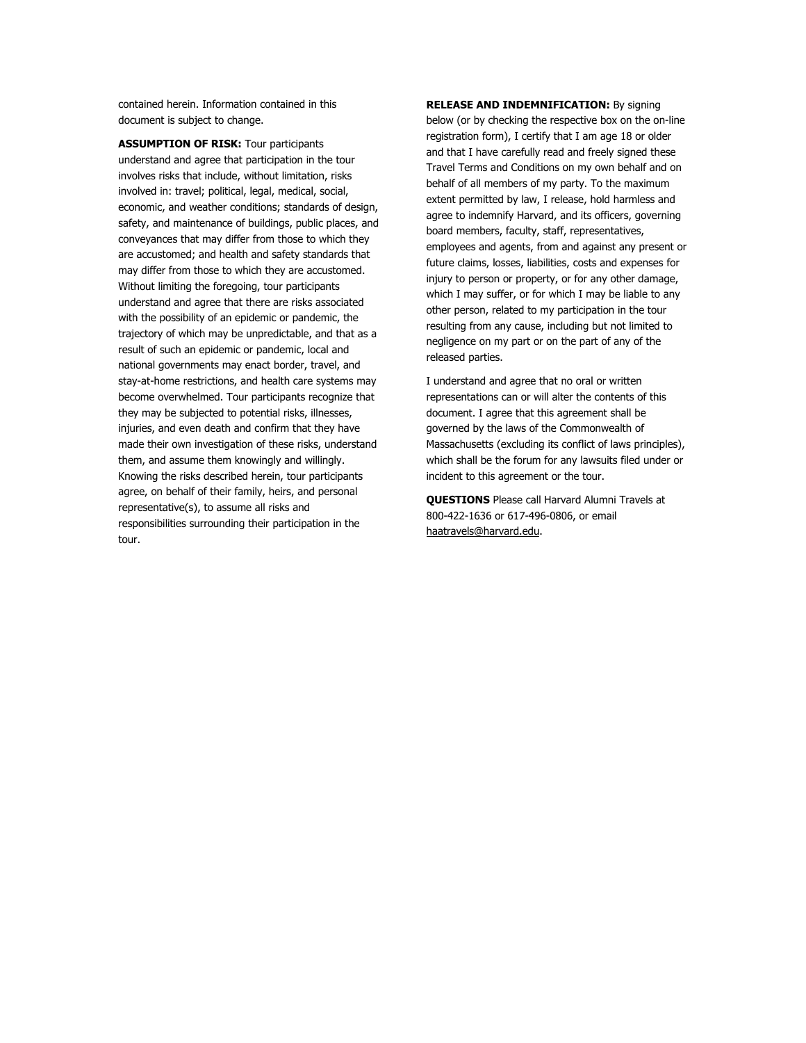contained herein. Information contained in this document is subject to change.

**ASSUMPTION OF RISK:** Tour participants understand and agree that participation in the tour involves risks that include, without limitation, risks involved in: travel; political, legal, medical, social, economic, and weather conditions; standards of design, safety, and maintenance of buildings, public places, and conveyances that may differ from those to which they are accustomed; and health and safety standards that may differ from those to which they are accustomed. Without limiting the foregoing, tour participants understand and agree that there are risks associated with the possibility of an epidemic or pandemic, the trajectory of which may be unpredictable, and that as a result of such an epidemic or pandemic, local and national governments may enact border, travel, and stay-at-home restrictions, and health care systems may become overwhelmed. Tour participants recognize that they may be subjected to potential risks, illnesses, injuries, and even death and confirm that they have made their own investigation of these risks, understand them, and assume them knowingly and willingly. Knowing the risks described herein, tour participants agree, on behalf of their family, heirs, and personal representative(s), to assume all risks and responsibilities surrounding their participation in the tour.

**RELEASE AND INDEMNIFICATION:** By signing below (or by checking the respective box on the on-line registration form), I certify that I am age 18 or older and that I have carefully read and freely signed these Travel Terms and Conditions on my own behalf and on behalf of all members of my party. To the maximum extent permitted by law, I release, hold harmless and agree to indemnify Harvard, and its officers, governing board members, faculty, staff, representatives, employees and agents, from and against any present or future claims, losses, liabilities, costs and expenses for injury to person or property, or for any other damage, which I may suffer, or for which I may be liable to any other person, related to my participation in the tour resulting from any cause, including but not limited to negligence on my part or on the part of any of the released parties.

I understand and agree that no oral or written representations can or will alter the contents of this document. I agree that this agreement shall be governed by the laws of the Commonwealth of Massachusetts (excluding its conflict of laws principles), which shall be the forum for any lawsuits filed under or incident to this agreement or the tour.

**QUESTIONS** Please call Harvard Alumni Travels at 800-422-1636 or 617-496-0806, or email haatravels@harvard.edu.